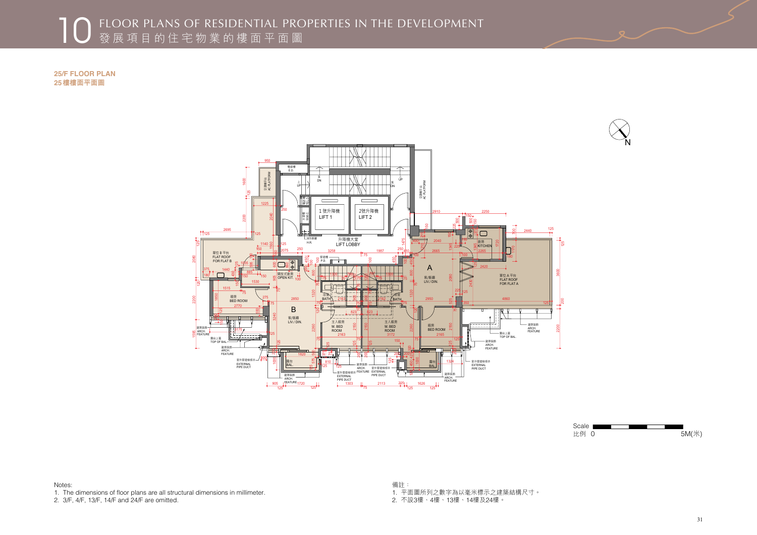# 10 FLOOR PLANS OF RESIDENTIAL PROPERTIES IN THE DEVELOPMENT
# 發展項目的住宅物業的樓面平面圖

**25/F FLOOR PLAN**
**25樓樓面平面圖**

Scale 比例 0 5M(米)

Notes:
1. The dimensions of floor plans are all structural dimensions in millimeter.
2. 3/F, 4/F, 13/F, 14/F and 24/F are omitted.

備註：
1. 平面圖所列之數字為以毫米標示之建築結構尺寸。
2. 不設3樓、4樓、13樓、14樓及24樓。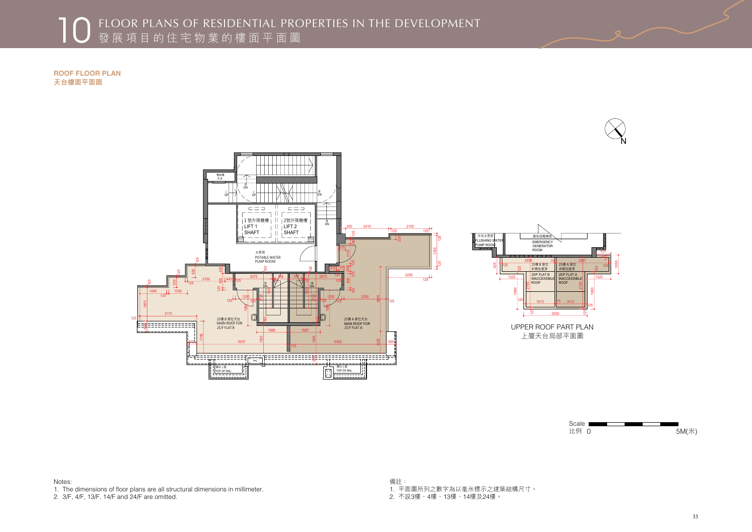# 10 FLOOR PLANS OF RESIDENTIAL PROPERTIES IN THE DEVELOPMENT 發展項目的住宅物業的樓面平面圖

## ROOF FLOOR PLAN
## 天台樓面平面圖

1號升降機槽
LIFT 1
SHAFT

2號升降機槽
LIFT 2
SHAFT

水泵房
POTABLE WATER
PUMP ROOM

25樓B單位天台
MAIN ROOF FOR
25/F FLAT B

25樓A單位天台
MAIN ROOF FOR
25/F FLAT A

露台上蓋
TOP OF BAL.

沖洗水泵房
FLUSHING WATER
PUMP ROOM

緊急發電機房
EMERGENCY
GENERATOR
ROOM

25樓B單位
非開放屋頂
25/F FLAT B
INACCESSIBLE
ROOF

25樓A單位
非開放屋頂
25/F FLAT A
INACCESSIBLE
ROOF

UPPER ROOF PART PLAN
上層天台局部平面圖

N

Scale 比例 0 5M(米)

Notes:
1. The dimensions of floor plans are all structural dimensions in millimeter.
2. 3/F, 4/F, 13/F, 14/F and 24/F are omitted.

備註：
1. 平面圖所列之數字為以毫米標示之建築結構尺寸。
2. 不設3樓、4樓、13樓、14樓及24樓。